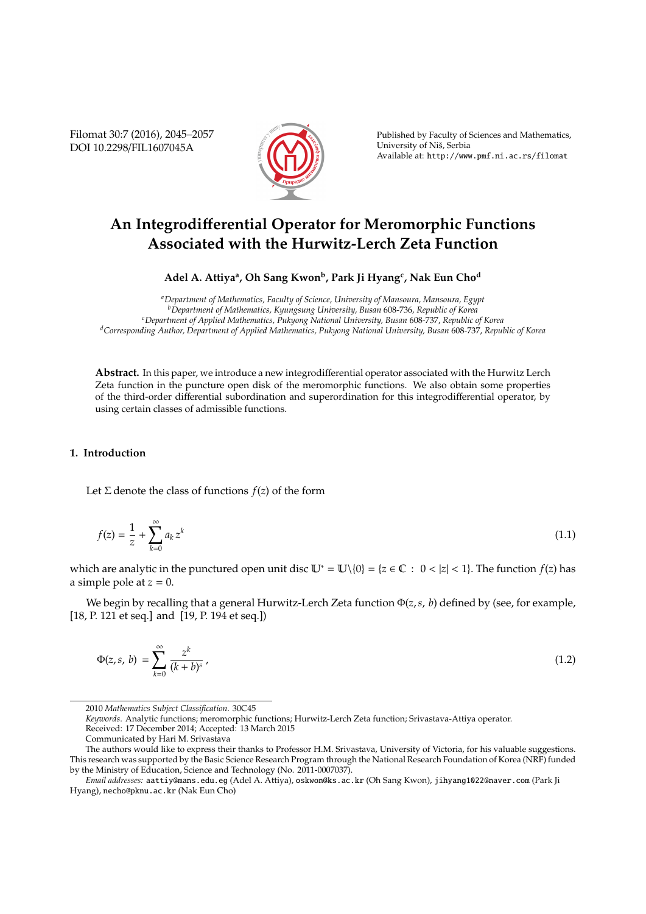# An Integrodifferential Operator for Meromorphic Functions Associated with the Hurwitz-Lerch Zeta Function

**Adel A. Attiya[a], Oh Sang Kwon[b], Park Ji Hyang[c], Nak Eun Cho[d]**

[a]*Department of Mathematics, Faculty of Science, University of Mansoura, Mansoura, Egypt*
[b]*Department of Mathematics, Kyungsung University, Busan* 608-736*, Republic of Korea*
[c]*Department of Applied Mathematics, Pukyong National University, Busan* 608-737*, Republic of Korea*
[d]*Corresponding Author, Department of Applied Mathematics, Pukyong National University, Busan* 608-737*, Republic of Korea*

**Abstract.** In this paper, we introduce a new integrodifferential operator associated with the Hurwitz Lerch Zeta function in the puncture open disk of the meromorphic functions. We also obtain some properties of the third-order differential subordination and superordination for this integrodifferential operator, by using certain classes of admissible functions.

## 1. Introduction

Let $\Sigma$ denote the class of functions $f(z)$ of the form

$$f(z) = \frac{1}{z} + \sum_{k=0}^{\infty} a_k z^k \tag{1.1}$$

which are analytic in the punctured open unit disc $\mathbb{U}^* = \mathbb{U}\backslash\{0\} = \{z \in \mathbb{C} : 0 < |z| < 1\}$. The function $f(z)$ has a simple pole at $z = 0$.

We begin by recalling that a general Hurwitz-Lerch Zeta function $\Phi(z, s, b)$ defined by (see, for example, [18, P. 121 et seq.] and [19, P. 194 et seq.])

$$\Phi(z, s, b) = \sum_{k=0}^{\infty} \frac{z^k}{(k+b)^s}, \tag{1.2}$$

2010 *Mathematics Subject Classification*. 30C45

*Keywords*. Analytic functions; meromorphic functions; Hurwitz-Lerch Zeta function; Srivastava-Attiya operator.

Received: 17 December 2014; Accepted: 13 March 2015

Communicated by Hari M. Srivastava

The authors would like to express their thanks to Professor H.M. Srivastava, University of Victoria, for his valuable suggestions. This research was supported by the Basic Science Research Program through the National Research Foundation of Korea (NRF) funded by the Ministry of Education, Science and Technology (No. 2011-0007037).

*Email addresses:* aattiy@mans.edu.eg (Adel A. Attiya), oskwon@ks.ac.kr (Oh Sang Kwon), jihyang1022@naver.com (Park Ji Hyang), necho@pknu.ac.kr (Nak Eun Cho)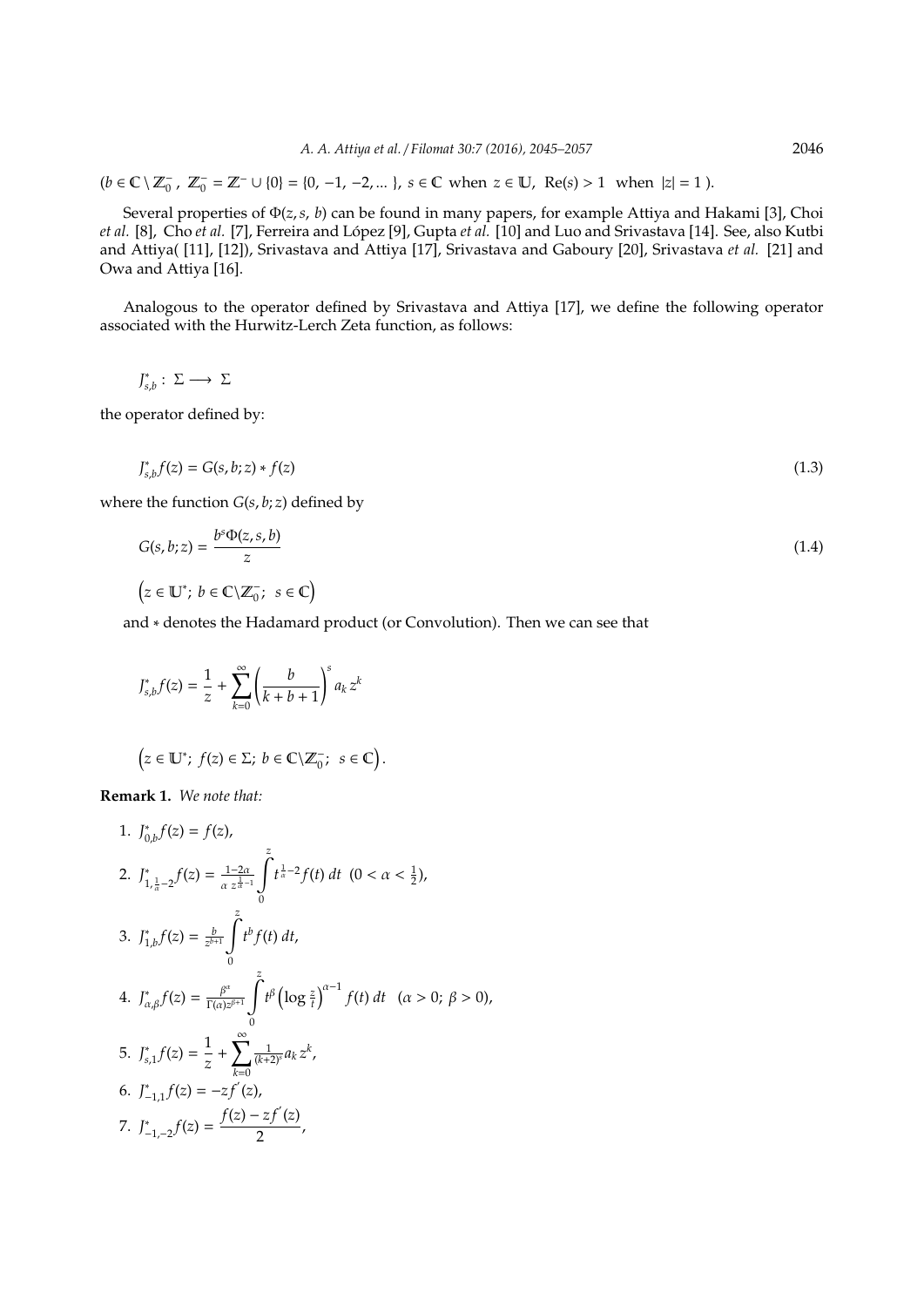$(b \in \mathbb{C} \setminus \mathbb{Z}_0^-,\ \mathbb{Z}_0^- = \mathbb{Z}^- \cup \{0\} = \{0, -1, -2, \dots\},\ s \in \mathbb{C}$ when $z \in \mathbb{U},\ \mathrm{Re}(s) > 1$ when $|z| = 1$ ).

Several properties of $\Phi(z, s, b)$ can be found in many papers, for example Attiya and Hakami [3], Choi *et al.* [8], Cho *et al.* [7], Ferreira and López [9], Gupta *et al.* [10] and Luo and Srivastava [14]. See, also Kutbi and Attiya( [11], [12]), Srivastava and Attiya [17], Srivastava and Gaboury [20], Srivastava *et al.* [21] and Owa and Attiya [16].

Analogous to the operator defined by Srivastava and Attiya [17], we define the following operator associated with the Hurwitz-Lerch Zeta function, as follows:

$$J^*_{s,b} : \Sigma \longrightarrow \Sigma$$

the operator defined by:

$$J^*_{s,b} f(z) = G(s, b; z) * f(z) \tag{1.3}$$

where the function $G(s, b; z)$ defined by

$$G(s, b; z) = \frac{b^s \Phi(z, s, b)}{z} \tag{1.4}$$

$$\left(z \in \mathbb{U}^*;\ b \in \mathbb{C} \setminus \mathbb{Z}_0^-;\ \ s \in \mathbb{C}\right)$$

and $*$ denotes the Hadamard product (or Convolution). Then we can see that

$$J^*_{s,b} f(z) = \frac{1}{z} + \sum_{k=0}^{\infty} \left(\frac{b}{k + b + 1}\right)^s a_k\, z^k$$

$$\left(z \in \mathbb{U}^*;\ f(z) \in \Sigma;\ b \in \mathbb{C} \setminus \mathbb{Z}_0^-;\ \ s \in \mathbb{C}\right).$$

**Remark 1.** *We note that:*

1. $J^*_{0,b} f(z) = f(z)$,
2. $J^*_{1,\frac{1}{\alpha}-2} f(z) = \frac{1-2\alpha}{\alpha\, z^{\frac{1}{\alpha}-1}} \int_0^z t^{\frac{1}{\alpha}-2} f(t)\, dt \ \ (0 < \alpha < \frac{1}{2})$,
3. $J^*_{1,b} f(z) = \frac{b}{z^{b+1}} \int_0^z t^b f(t)\, dt$,
4. $J^*_{\alpha,\beta} f(z) = \frac{\beta^\alpha}{\Gamma(\alpha) z^{\beta+1}} \int_0^z t^\beta \left(\log \frac{z}{t}\right)^{\alpha-1} f(t)\, dt \quad (\alpha > 0;\ \beta > 0)$,
5. $J^*_{s,1} f(z) = \dfrac{1}{z} + \sum_{k=0}^{\infty} \frac{1}{(k+2)^s} a_k\, z^k$,
6. $J^*_{-1,1} f(z) = -z f'(z)$,
7. $J^*_{-1,-2} f(z) = \dfrac{f(z) - z f'(z)}{2}$,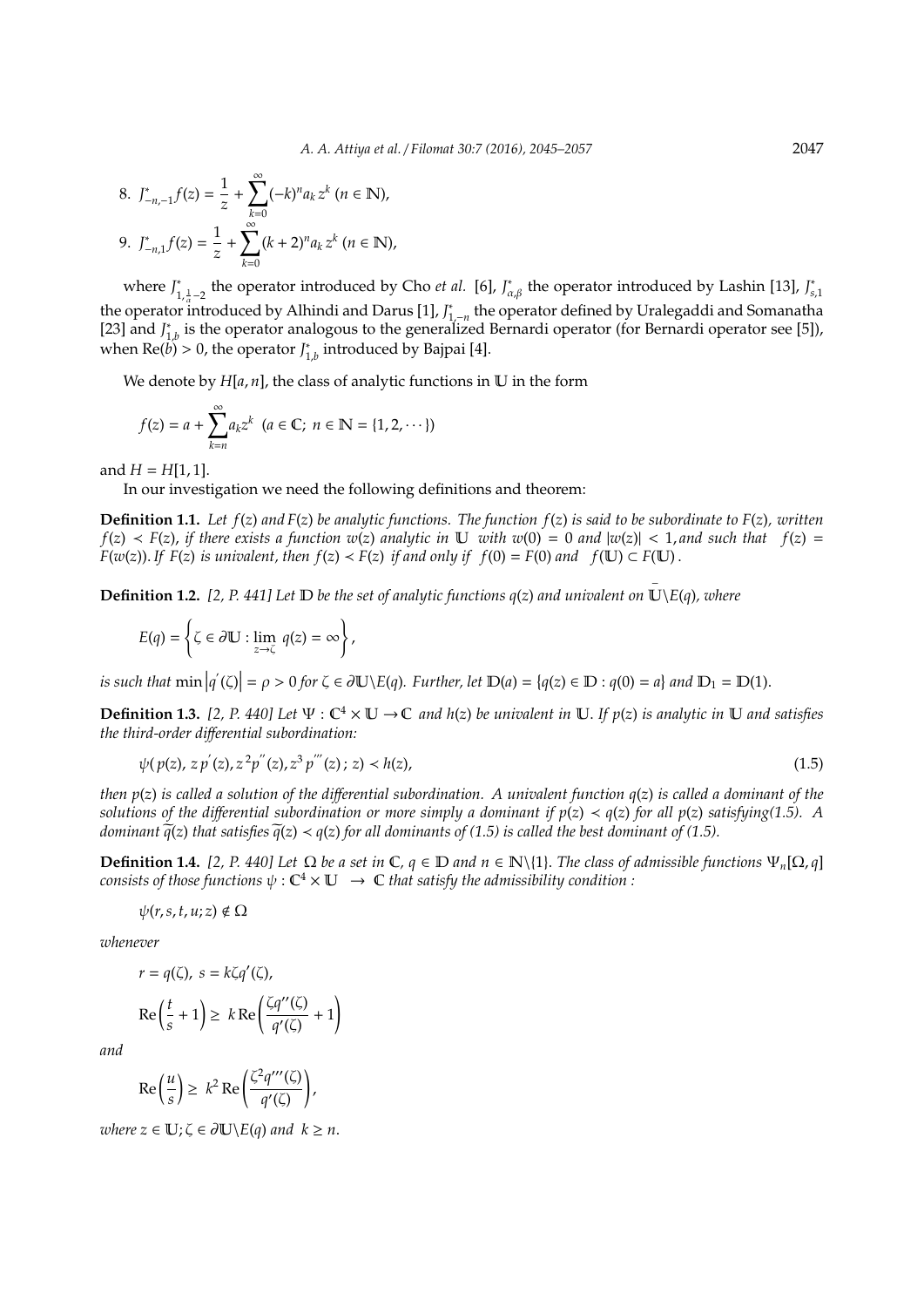8. $J^*_{-n,-1}f(z) = \dfrac{1}{z} + \displaystyle\sum_{k=0}^{\infty}(-k)^n a_k z^k \ (n \in \mathbb{N})$,

9. $J^*_{-n,1}f(z) = \dfrac{1}{z} + \displaystyle\sum_{k=0}^{\infty}(k+2)^n a_k z^k \ (n \in \mathbb{N})$,

where $J^*_{1,\frac{1}{\alpha}-2}$ the operator introduced by Cho *et al.* [6], $J^*_{\alpha,\beta}$ the operator introduced by Lashin [13], $J^*_{s,1}$ the operator introduced by Alhindi and Darus [1], $J^*_{1,-n}$ the operator defined by Uralegaddi and Somanatha [23] and $J^*_{1,b}$ is the operator analogous to the generalized Bernardi operator (for Bernardi operator see [5]), when $\text{Re}(b) > 0$, the operator $J^*_{1,b}$ introduced by Bajpai [4].

We denote by $H[a,n]$, the class of analytic functions in $\mathbb{U}$ in the form

$$f(z) = a + \sum_{k=n}^{\infty} a_k z^k \ \ (a \in \mathbb{C};\ n \in \mathbb{N} = \{1, 2, \cdots\})$$

and $H = H[1,1]$.

In our investigation we need the following definitions and theorem:

**Definition 1.1.** *Let $f(z)$ and $F(z)$ be analytic functions. The function $f(z)$ is said to be subordinate to $F(z)$, written $f(z) \prec F(z)$, if there exists a function $w(z)$ analytic in $\mathbb{U}$ with $w(0) = 0$ and $|w(z)| < 1$, and such that $f(z) = F(w(z))$. If $F(z)$ is univalent, then $f(z) \prec F(z)$ if and only if $f(0) = F(0)$ and $f(\mathbb{U}) \subset F(\mathbb{U})$.*

**Definition 1.2.** *[2, P. 441] Let $\mathbb{D}$ be the set of analytic functions $q(z)$ and univalent on $\overline{\mathbb{U}} \backslash E(q)$, where*

$$E(q) = \left\{ \zeta \in \partial\mathbb{U} : \lim_{z \to \zeta} q(z) = \infty \right\},$$

*is such that $\min \left| q'(\zeta) \right| = \rho > 0$ for $\zeta \in \partial\mathbb{U} \backslash E(q)$. Further, let $\mathbb{D}(a) = \{q(z) \in \mathbb{D} : q(0) = a\}$ and $\mathbb{D}_1 = \mathbb{D}(1)$.*

**Definition 1.3.** *[2, P. 440] Let $\Psi : \mathbb{C}^4 \times \mathbb{U} \to \mathbb{C}$ and $h(z)$ be univalent in $\mathbb{U}$. If $p(z)$ is analytic in $\mathbb{U}$ and satisfies the third-order differential subordination:*

$$\psi(p(z), zp'(z), z^2p''(z), z^3p'''(z); z) \prec h(z), \tag{1.5}$$

*then $p(z)$ is called a solution of the differential subordination. A univalent function $q(z)$ is called a dominant of the solutions of the differential subordination or more simply a dominant if $p(z) \prec q(z)$ for all $p(z)$ satisfying(1.5). A dominant $\widetilde{q}(z)$ that satisfies $\widetilde{q}(z) \prec q(z)$ for all dominants of (1.5) is called the best dominant of (1.5).*

**Definition 1.4.** *[2, P. 440] Let $\Omega$ be a set in $\mathbb{C}$, $q \in \mathbb{D}$ and $n \in \mathbb{N}\backslash\{1\}$. The class of admissible functions $\Psi_n[\Omega, q]$ consists of those functions $\psi : \mathbb{C}^4 \times \mathbb{U} \to \mathbb{C}$ that satisfy the admissibility condition :*

$$\psi(r, s, t, u; z) \notin \Omega$$

*whenever*

$$r = q(\zeta),\ s = k\zeta q'(\zeta),$$

$$\text{Re}\left(\frac{t}{s} + 1\right) \geq k\, \text{Re}\left(\frac{\zeta q''(\zeta)}{q'(\zeta)} + 1\right)$$

*and*

$$\text{Re}\left(\frac{u}{s}\right) \geq k^2\, \text{Re}\left(\frac{\zeta^2 q'''(\zeta)}{q'(\zeta)}\right),$$

*where $z \in \mathbb{U}; \zeta \in \partial\mathbb{U}\backslash E(q)$ and $k \geq n$.*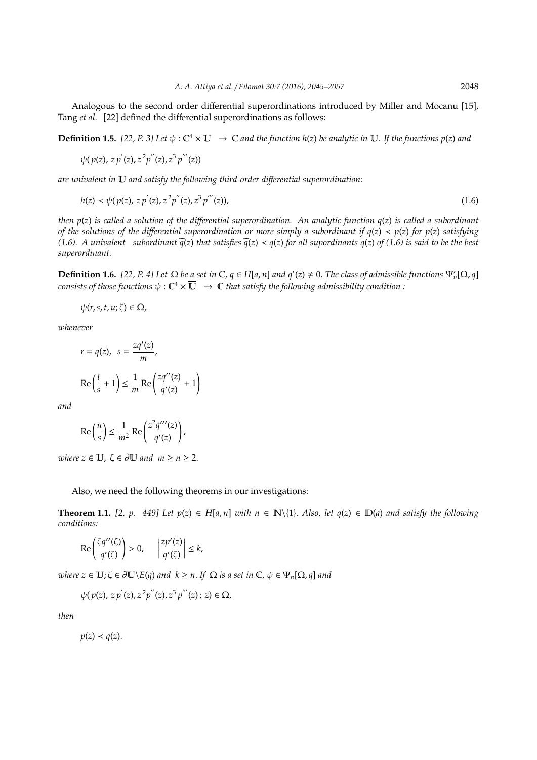Analogous to the second order differential superordinations introduced by Miller and Mocanu [15], Tang *et al.* [22] defined the differential superordinations as follows:

**Definition 1.5.** *[22, P. 3] Let $\psi : \mathbb{C}^4 \times \mathbb{U} \rightarrow \mathbb{C}$ and the function $h(z)$ be analytic in $\mathbb{U}$. If the functions $p(z)$ and*

$$\psi(p(z), zp^{'}(z), z^2p^{''}(z), z^3p^{'''}(z))$$

*are univalent in $\mathbb{U}$ and satisfy the following third-order differential superordination:*

$$h(z) \prec \psi(p(z), zp^{'}(z), z^2p^{''}(z), z^3p^{'''}(z)), \tag{1.6}$$

*then $p(z)$ is called a solution of the differential superordination. An analytic function $q(z)$ is called a subordinant of the solutions of the differential superordination or more simply a subordinant if $q(z) \prec p(z)$ for $p(z)$ satisfying (1.6). A univalent subordinant $\widetilde{q}(z)$ that satisfies $\widetilde{q}(z) \prec q(z)$ for all supordinants $q(z)$ of (1.6) is said to be the best superordinant.*

**Definition 1.6.** *[22, P. 4] Let $\Omega$ be a set in $\mathbb{C}$, $q \in H[a, n]$ and $q'(z) \neq 0$. The class of admissible functions $\Psi_n'[\Omega, q]$ consists of those functions $\psi : \mathbb{C}^4 \times \overline{\mathbb{U}} \rightarrow \mathbb{C}$ that satisfy the following admissibility condition :*

$$\psi(r, s, t, u; \zeta) \in \Omega,$$

*whenever*

$$r = q(z), \quad s = \frac{zq'(z)}{m},$$

$$\text{Re}\left(\frac{t}{s} + 1\right) \leq \frac{1}{m} \text{Re}\left(\frac{zq''(z)}{q'(z)} + 1\right)$$

*and*

$$\text{Re}\left(\frac{u}{s}\right) \leq \frac{1}{m^2} \text{Re}\left(\frac{z^2q'''(z)}{q'(z)}\right),$$

*where $z \in \mathbb{U}$, $\zeta \in \partial\mathbb{U}$ and $m \geq n \geq 2$.*

Also, we need the following theorems in our investigations:

**Theorem 1.1.** *[2, p. 449] Let $p(z) \in H[a, n]$ with $n \in \mathbb{N}\backslash\{1\}$. Also, let $q(z) \in \mathbb{D}(a)$ and satisfy the following conditions:*

$$\text{Re}\left(\frac{\zeta q''(\zeta)}{q'(\zeta)}\right) > 0, \qquad \left|\frac{zp'(z)}{q'(\zeta)}\right| \leq k,$$

*where $z \in \mathbb{U}; \zeta \in \partial\mathbb{U}\backslash E(q)$ and $k \geq n$. If $\Omega$ is a set in $\mathbb{C}$, $\psi \in \Psi_n[\Omega, q]$ and*

$$\psi(p(z), zp^{'}(z), z^2p^{''}(z), z^3p^{'''}(z) ; z) \in \Omega,$$

*then*

$$p(z) \prec q(z).$$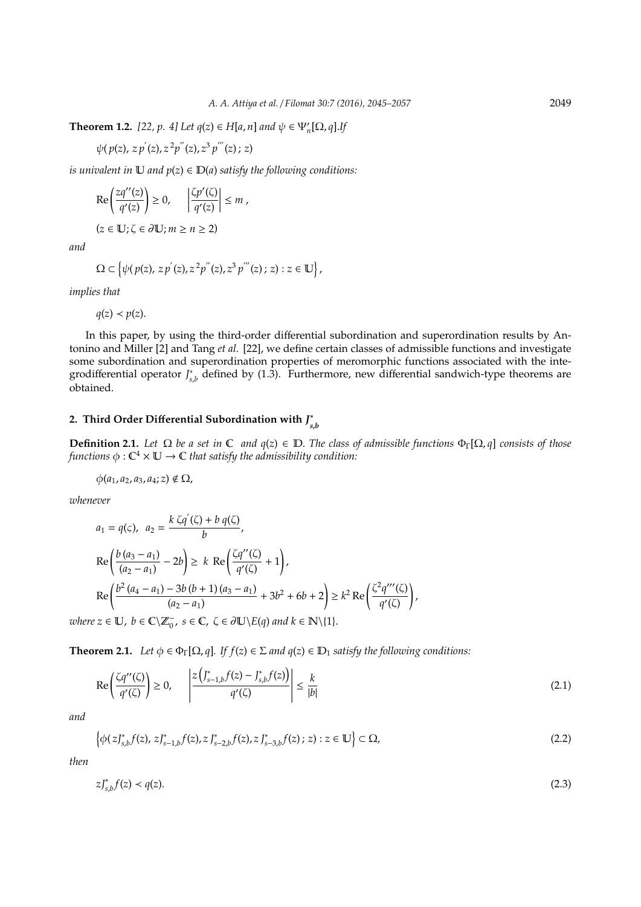**Theorem 1.2.** *[22, p. 4] Let $q(z) \in H[a,n]$ and $\psi \in \Psi'_n[\Omega, q]$. If*

$$\psi(p(z),\, z\,p^{'}(z), z^2 p^{''}(z), z^3\, p^{'''}(z)\,;\, z)$$

*is univalent in $\mathbb{U}$ and $p(z) \in \mathbb{D}(a)$ satisfy the following conditions:*

$$\mathrm{Re}\left(\frac{zq''(z)}{q'(z)}\right) \geq 0, \qquad \left|\frac{\zeta p'(\zeta)}{q'(z)}\right| \leq m\,,$$

$$(z \in \mathbb{U}; \zeta \in \partial\mathbb{U}; m \geq n \geq 2)$$

*and*

$$\Omega \subset \left\{\psi(p(z),\, z\,p^{'}(z), z^2 p^{''}(z), z^3\, p^{'''}(z)\,;\, z) : z \in \mathbb{U}\right\},$$

*implies that*

$$q(z) \prec p(z).$$

In this paper, by using the third-order differential subordination and superordination results by Antonino and Miller [2] and Tang *et al.* [22], we define certain classes of admissible functions and investigate some subordination and superordination properties of meromorphic functions associated with the integrodifferential operator $J^{*}_{s,b}$ defined by (1.3). Furthermore, new differential sandwich-type theorems are obtained.

## 2. Third Order Differential Subordination with $J^{*}_{s,b}$

**Definition 2.1.** *Let $\Omega$ be a set in $\mathbb{C}$ and $q(z) \in \mathbb{D}$. The class of admissible functions $\Phi_{\Gamma}[\Omega, q]$ consists of those functions $\phi : \mathbb{C}^4 \times \mathbb{U} \to \mathbb{C}$ that satisfy the admissibility condition:*

$$\phi(a_1, a_2, a_3, a_4; z) \notin \Omega,$$

*whenever*

$$a_1 = q(\zeta), \;\; a_2 = \frac{k\,\zeta q^{'}(\zeta) + b\,q(\zeta)}{b},$$

$$\mathrm{Re}\left(\frac{b\,(a_3 - a_1)}{(a_2 - a_1)} - 2b\right) \geq \; k \;\; \mathrm{Re}\left(\frac{\zeta q''(\zeta)}{q'(\zeta)} + 1\right),$$

$$\mathrm{Re}\left(\frac{b^2\,(a_4 - a_1) - 3b\,(b+1)\,(a_3 - a_1)}{(a_2 - a_1)} + 3b^2 + 6b + 2\right) \geq k^2\,\mathrm{Re}\left(\frac{\zeta^2 q'''(\zeta)}{q'(\zeta)}\right),$$

*where $z \in \mathbb{U}$, $b \in \mathbb{C}\backslash\mathbb{Z}_0^-$, $s \in \mathbb{C}$, $\zeta \in \partial\mathbb{U}\backslash E(q)$ and $k \in \mathbb{N}\backslash\{1\}$.*

**Theorem 2.1.** *Let $\phi \in \Phi_{\Gamma}[\Omega, q]$. If $f(z) \in \Sigma$ and $q(z) \in \mathbb{D}_1$ satisfy the following conditions:*

$$\mathrm{Re}\left(\frac{\zeta q''(\zeta)}{q'(\zeta)}\right) \geq 0, \qquad \left|\frac{z\left(J^{*}_{s-1,b}f(z) - J^{*}_{s,b}f(z)\right)}{q'(\zeta)}\right| \leq \frac{k}{|b|} \tag{2.1}$$

*and*

$$\left\{\phi(\,zJ^{*}_{s,b}f(z),\, zJ^{*}_{s-1,b}f(z), z\,J^{*}_{s-2,b}f(z), z\,J^{*}_{s-3,b}f(z)\,;\, z) : z \in \mathbb{U}\right\} \subset \Omega, \tag{2.2}$$

*then*

$$zJ^{*}_{s,b}f(z) \prec q(z). \tag{2.3}$$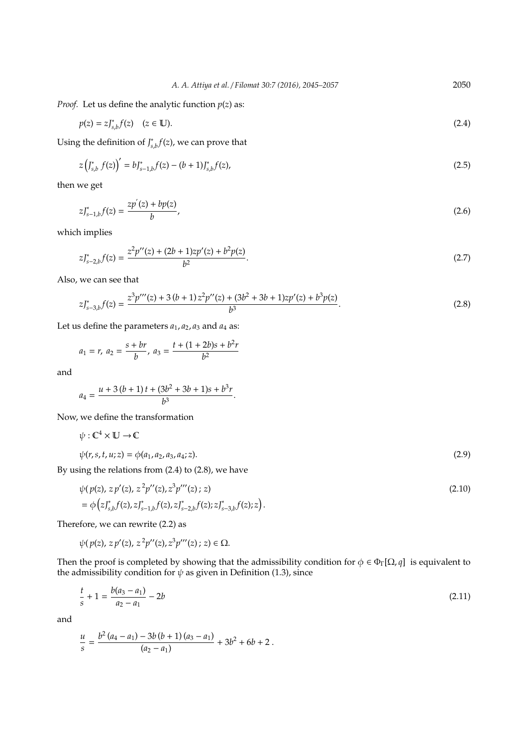*Proof.* Let us define the analytic function $p(z)$ as:

$$p(z) = zJ^{*}_{s,b}f(z) \quad (z \in \mathbb{U}). \tag{2.4}$$

Using the definition of $J^{*}_{s,b}f(z)$, we can prove that

$$z\left(J^{*}_{s,b}\, f(z)\right)' = bJ^{*}_{s-1,b}f(z) - (b+1)J^{*}_{s,b}f(z), \tag{2.5}$$

then we get

$$zJ^{*}_{s-1,b}f(z) = \frac{zp'(z) + bp(z)}{b}, \tag{2.6}$$

which implies

$$zJ^{*}_{s-2,b}f(z) = \frac{z^2p''(z) + (2b+1)zp'(z) + b^2p(z)}{b^2}. \tag{2.7}$$

Also, we can see that

$$zJ^{*}_{s-3,b}f(z) = \frac{z^3p'''(z) + 3\,(b+1)\,z^2p''(z) + (3b^2+3b+1)zp'(z) + b^3p(z)}{b^3}. \tag{2.8}$$

Let us define the parameters $a_1, a_2, a_3$ and $a_4$ as:

$$a_1 = r,\; a_2 = \frac{s+br}{b},\; a_3 = \frac{t + (1+2b)s + b^2r}{b^2}$$

and

$$a_4 = \frac{u + 3\,(b+1)\,t + (3b^2+3b+1)s + b^3r}{b^3}.$$

Now, we define the transformation

$$\psi : \mathbb{C}^4 \times \mathbb{U} \to \mathbb{C}$$

$$\psi(r, s, t, u; z) = \phi(a_1, a_2, a_3, a_4; z). \tag{2.9}$$

By using the relations from (2.4) to (2.8), we have

$$\begin{aligned}&\psi(\,p(z),\, z\,p'(z),\, z^2p''(z), z^3p'''(z)\,;\, z) \\ &= \phi\left(zJ^{*}_{s,b}f(z), zJ^{*}_{s-1,b}f(z), zJ^{*}_{s-2,b}f(z); zJ^{*}_{s-3,b}f(z); z\right).\end{aligned} \tag{2.10}$$

Therefore, we can rewrite (2.2) as

$$\psi(\,p(z),\, z\,p'(z),\, z^2p''(z), z^3p'''(z)\,;\, z) \in \Omega.$$

Then the proof is completed by showing that the admissibility condition for $\phi \in \Phi_{\Gamma}[\Omega, q]$ is equivalent to the admissibility condition for $\psi$ as given in Definition (1.3), since

$$\frac{t}{s} + 1 = \frac{b(a_3 - a_1)}{a_2 - a_1} - 2b \tag{2.11}$$

and

$$\frac{u}{s} = \frac{b^2\,(a_4 - a_1) - 3b\,(b+1)\,(a_3 - a_1)}{(a_2 - a_1)} + 3b^2 + 6b + 2\,.$$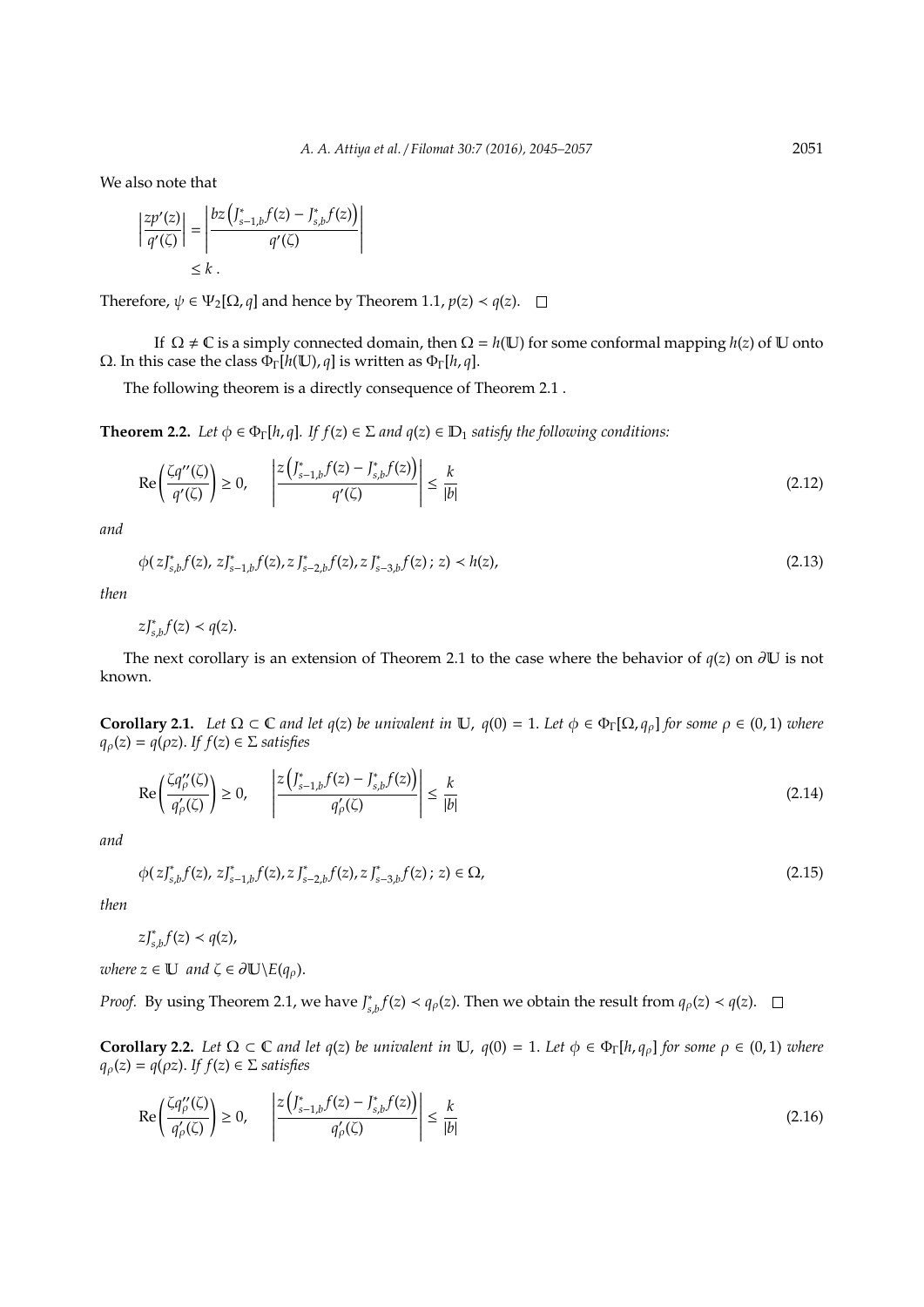We also note that

$$\left|\frac{zp'(z)}{q'(\zeta)}\right| = \left|\frac{bz\left(J^*_{s-1,b}f(z) - J^*_{s,b}f(z)\right)}{q'(\zeta)}\right|$$
$$\leq k\,.$$

Therefore, $\psi \in \Psi_2[\Omega, q]$ and hence by Theorem 1.1, $p(z) \prec q(z)$. $\square$

If $\Omega \neq \mathbb{C}$ is a simply connected domain, then $\Omega = h(\mathbb{U})$ for some conformal mapping $h(z)$ of $\mathbb{U}$ onto $\Omega$. In this case the class $\Phi_\Gamma[h(\mathbb{U}), q]$ is written as $\Phi_\Gamma[h, q]$.

The following theorem is a directly consequence of Theorem 2.1 .

**Theorem 2.2.** *Let $\phi \in \Phi_\Gamma[h, q]$. If $f(z) \in \Sigma$ and $q(z) \in \mathbb{D}_1$ satisfy the following conditions:*

$$\mathrm{Re}\left(\frac{\zeta q''(\zeta)}{q'(\zeta)}\right) \geq 0, \qquad \left|\frac{z\left(J^*_{s-1,b}f(z) - J^*_{s,b}f(z)\right)}{q'(\zeta)}\right| \leq \frac{k}{|b|} \tag{2.12}$$

*and*

$$\phi(\,zJ^*_{s,b}f(z),\, zJ^*_{s-1,b}f(z), z\,J^*_{s-2,b}f(z), z\,J^*_{s-3,b}f(z)\,;\, z) \prec h(z), \tag{2.13}$$

*then*

$$zJ^*_{s,b}f(z) \prec q(z).$$

The next corollary is an extension of Theorem 2.1 to the case where the behavior of $q(z)$ on $\partial\mathbb{U}$ is not known.

**Corollary 2.1.** *Let $\Omega \subset \mathbb{C}$ and let $q(z)$ be univalent in $\mathbb{U}$, $q(0) = 1$. Let $\phi \in \Phi_\Gamma[\Omega, q_\rho]$ for some $\rho \in (0, 1)$ where $q_\rho(z) = q(\rho z)$. If $f(z) \in \Sigma$ satisfies*

$$\mathrm{Re}\left(\frac{\zeta q''_\rho(\zeta)}{q'_\rho(\zeta)}\right) \geq 0, \qquad \left|\frac{z\left(J^*_{s-1,b}f(z) - J^*_{s,b}f(z)\right)}{q'_\rho(\zeta)}\right| \leq \frac{k}{|b|} \tag{2.14}$$

*and*

$$\phi(\,zJ^*_{s,b}f(z),\, zJ^*_{s-1,b}f(z), z\,J^*_{s-2,b}f(z), z\,J^*_{s-3,b}f(z)\,;\, z) \in \Omega, \tag{2.15}$$

*then*

$$zJ^*_{s,b}f(z) \prec q(z),$$

*where $z \in \mathbb{U}$ and $\zeta \in \partial\mathbb{U}\backslash E(q_\rho)$.*

*Proof.* By using Theorem 2.1, we have $J^*_{s,b}f(z) \prec q_\rho(z)$. Then we obtain the result from $q_\rho(z) \prec q(z)$. $\square$

**Corollary 2.2.** *Let $\Omega \subset \mathbb{C}$ and let $q(z)$ be univalent in $\mathbb{U}$, $q(0) = 1$. Let $\phi \in \Phi_\Gamma[h, q_\rho]$ for some $\rho \in (0, 1)$ where $q_\rho(z) = q(\rho z)$. If $f(z) \in \Sigma$ satisfies*

$$\mathrm{Re}\left(\frac{\zeta q''_\rho(\zeta)}{q'_\rho(\zeta)}\right) \geq 0, \qquad \left|\frac{z\left(J^*_{s-1,b}f(z) - J^*_{s,b}f(z)\right)}{q'_\rho(\zeta)}\right| \leq \frac{k}{|b|} \tag{2.16}$$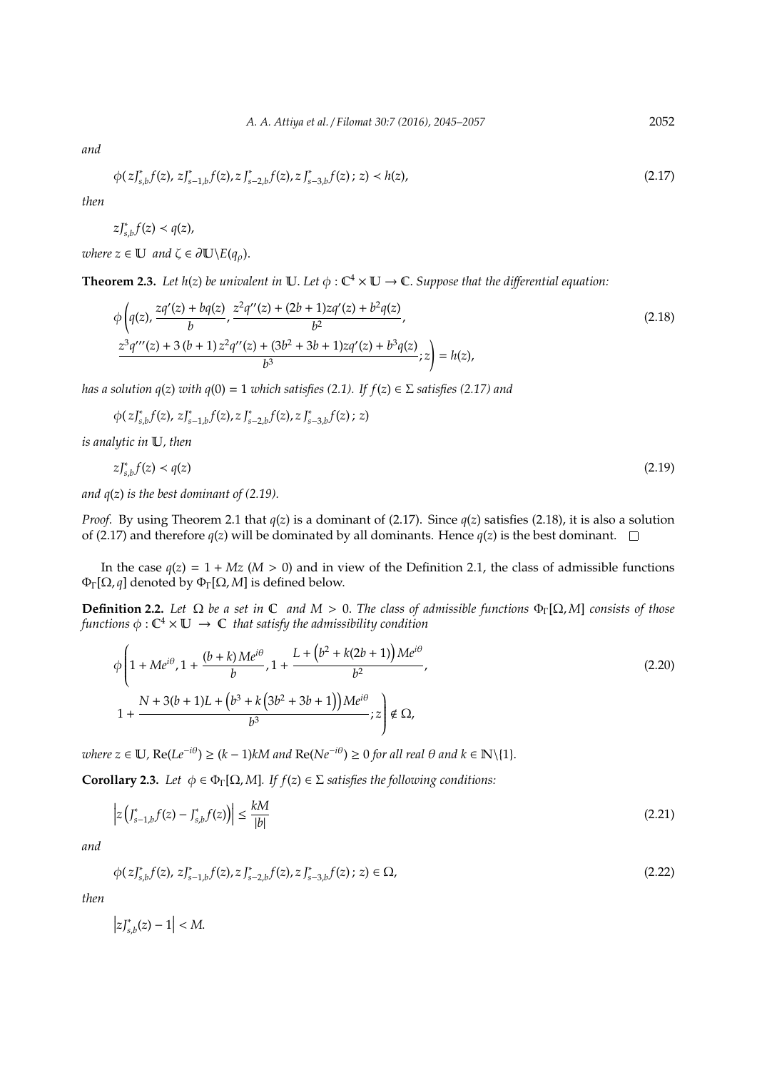*and*

$$\phi(zJ^*_{s,b}f(z),\, zJ^*_{s-1,b}f(z), z\,J^*_{s-2,b}f(z), z\,J^*_{s-3,b}f(z)\,;\, z) \prec h(z), \tag{2.17}$$

*then*

$$zJ^*_{s,b}f(z) \prec q(z),$$

*where* $z \in \mathbb{U}$ *and* $\zeta \in \partial\mathbb{U}\backslash E(q_\rho)$.

**Theorem 2.3.** *Let $h(z)$ be univalent in $\mathbb{U}$. Let $\phi : \mathbb{C}^4 \times \mathbb{U} \to \mathbb{C}$. Suppose that the differential equation:*

$$\phi\left(q(z), \frac{zq'(z) + bq(z)}{b}, \frac{z^2q''(z) + (2b+1)zq'(z) + b^2q(z)}{b^2}, \right. \tag{2.18}$$
$$\left. \frac{z^3q'''(z) + 3\,(b+1)\,z^2q''(z) + (3b^2 + 3b + 1)zq'(z) + b^3q(z)}{b^3}; z\right) = h(z),$$

*has a solution $q(z)$ with $q(0) = 1$ which satisfies (2.1). If $f(z) \in \Sigma$ satisfies (2.17) and*

$$\phi(zJ^*_{s,b}f(z),\, zJ^*_{s-1,b}f(z), z\,J^*_{s-2,b}f(z), z\,J^*_{s-3,b}f(z)\,;\, z)$$

*is analytic in $\mathbb{U}$, then*

$$zJ^*_{s,b}f(z) \prec q(z) \tag{2.19}$$

*and $q(z)$ is the best dominant of (2.19).*

*Proof.* By using Theorem 2.1 that $q(z)$ is a dominant of (2.17). Since $q(z)$ satisfies (2.18), it is also a solution of (2.17) and therefore $q(z)$ will be dominated by all dominants. Hence $q(z)$ is the best dominant. □

In the case $q(z) = 1 + Mz$ $(M > 0)$ and in view of the Definition 2.1, the class of admissible functions $\Phi_\Gamma[\Omega, q]$ denoted by $\Phi_\Gamma[\Omega, M]$ is defined below.

**Definition 2.2.** *Let $\Omega$ be a set in $\mathbb{C}$ and $M > 0$. The class of admissible functions $\Phi_\Gamma[\Omega, M]$ consists of those functions $\phi : \mathbb{C}^4 \times \mathbb{U} \to \mathbb{C}$ that satisfy the admissibility condition*

$$\phi\left(1 + Me^{i\theta}, 1 + \frac{(b+k)\,Me^{i\theta}}{b}, 1 + \frac{L + \left(b^2 + k(2b+1)\right)Me^{i\theta}}{b^2}, \right. \tag{2.20}$$
$$\left. 1 + \frac{N + 3(b+1)L + \left(b^3 + k\left(3b^2 + 3b + 1\right)\right)Me^{i\theta}}{b^3}; z\right) \notin \Omega,$$

*where $z \in \mathbb{U}$, $\mathrm{Re}(Le^{-i\theta}) \geq (k-1)kM$ and $\mathrm{Re}(Ne^{-i\theta}) \geq 0$ for all real $\theta$ and $k \in \mathbb{N}\backslash\{1\}$.*

**Corollary 2.3.** *Let $\phi \in \Phi_\Gamma[\Omega, M]$. If $f(z) \in \Sigma$ satisfies the following conditions:*

$$\left|z\left(J^*_{s-1,b}f(z) - J^*_{s,b}f(z)\right)\right| \leq \frac{kM}{|b|} \tag{2.21}$$

*and*

$$\phi(zJ^*_{s,b}f(z),\, zJ^*_{s-1,b}f(z), z\,J^*_{s-2,b}f(z), z\,J^*_{s-3,b}f(z)\,;\, z) \in \Omega, \tag{2.22}$$

*then*

$$\left|zJ^*_{s,b}(z) - 1\right| < M.$$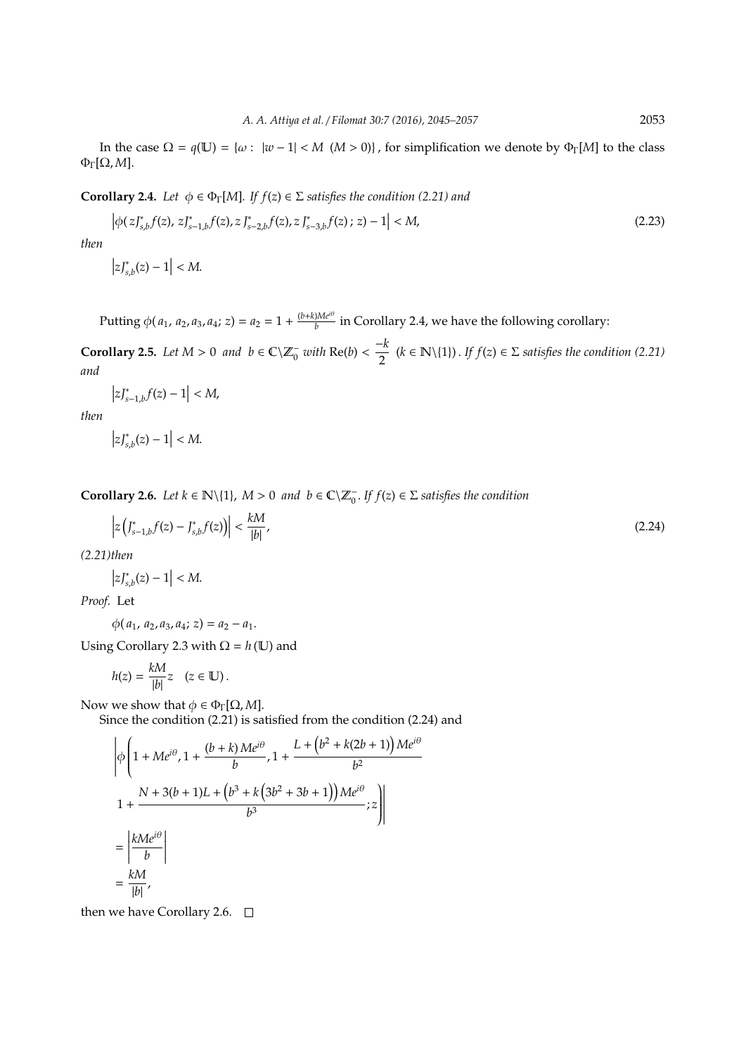In the case $\Omega = q(\mathbb{U}) = \{\omega : \ |w-1| < M \ (M > 0)\}$, for simplification we denote by $\Phi_\Gamma[M]$ to the class $\Phi_\Gamma[\Omega, M]$.

**Corollary 2.4.** *Let $\phi \in \Phi_\Gamma[M]$. If $f(z) \in \Sigma$ satisfies the condition (2.21) and*

$$\left|\phi(\, zJ^*_{s,b}f(z),\, zJ^*_{s-1,b}f(z), z\,J^*_{s-2,b}f(z), z\,J^*_{s-3,b}f(z)\,;\, z) - 1\right| < M, \tag{2.23}$$

*then*

$$\left|zJ^*_{s,b}(z) - 1\right| < M.$$

Putting $\phi(\,a_1,\, a_2, a_3, a_4;\, z) = a_2 = 1 + \frac{(b+k)Me^{i\theta}}{b}$ in Corollary 2.4, we have the following corollary:

**Corollary 2.5.** *Let $M > 0$ and $b \in \mathbb{C}\backslash\mathbb{Z}_0^-$ with $\text{Re}(b) < \dfrac{-k}{2}$ $(k \in \mathbb{N}\backslash\{1\})$. If $f(z) \in \Sigma$ satisfies the condition (2.21) and*

$$\left|zJ^*_{s-1,b}f(z) - 1\right| < M,$$

*then*

$$\left|zJ^*_{s,b}(z) - 1\right| < M.$$

**Corollary 2.6.** *Let $k \in \mathbb{N}\backslash\{1\}$, $M > 0$ and $b \in \mathbb{C}\backslash\mathbb{Z}_0^-$. If $f(z) \in \Sigma$ satisfies the condition*

$$\left|z\left(J^*_{s-1,b}f(z) - J^*_{s,b}f(z)\right)\right| < \frac{kM}{|b|}, \tag{2.24}$$

*(2.21)then*

$$\left|zJ^*_{s,b}(z) - 1\right| < M.$$

*Proof.* Let

$$\phi(\,a_1,\, a_2, a_3, a_4;\, z) = a_2 - a_1.$$

Using Corollary 2.3 with $\Omega = h\,(\mathbb{U})$ and

$$h(z) = \frac{kM}{|b|}z \quad (z \in \mathbb{U})\,.$$

Now we show that $\phi \in \Phi_\Gamma[\Omega, M]$.

Since the condition (2.21) is satisfied from the condition (2.24) and

$$\begin{aligned}
&\left|\phi\left(1 + Me^{i\theta}, 1 + \frac{(b+k)\,Me^{i\theta}}{b}, 1 + \frac{L + \left(b^2 + k(2b+1)\right)Me^{i\theta}}{b^2}\right.\right. \\
&\left.\left. 1 + \frac{N + 3(b+1)L + \left(b^3 + k\left(3b^2 + 3b + 1\right)\right)Me^{i\theta}}{b^3}; z\right)\right| \\
&= \left|\frac{kMe^{i\theta}}{b}\right| \\
&= \frac{kM}{|b|},
\end{aligned}$$

then we have Corollary 2.6. $\square$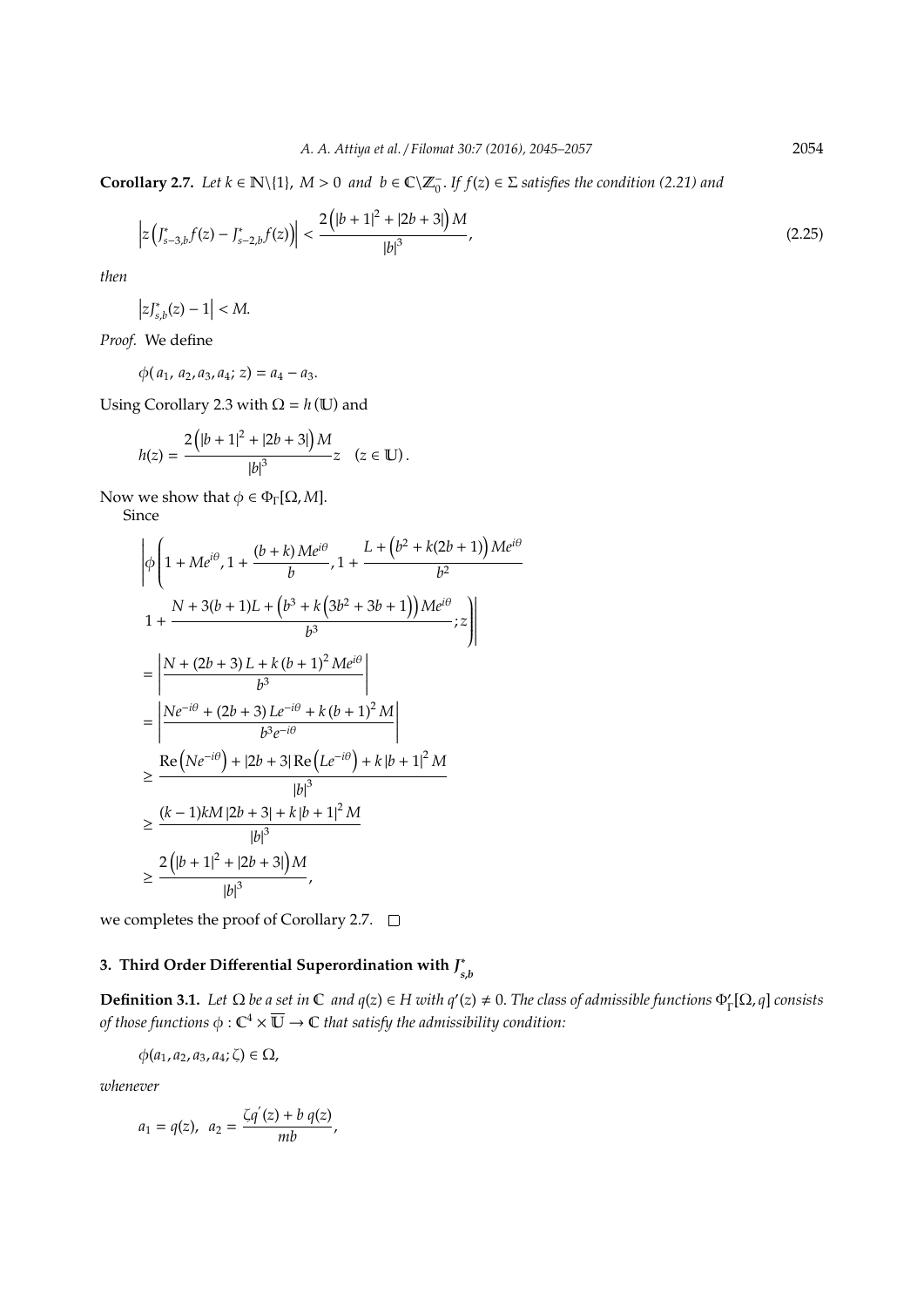**Corollary 2.7.** *Let $k \in \mathbb{N}\backslash\{1\}$, $M > 0$ and $b \in \mathbb{C}\backslash\mathbb{Z}_0^-$. If $f(z) \in \Sigma$ satisfies the condition (2.21) and*

$$\left| z\left( J^*_{s-3,b}f(z) - J^*_{s-2,b}f(z) \right) \right| < \frac{2\left( |b+1|^2 + |2b+3| \right) M}{|b|^3}, \tag{2.25}$$

*then*

$$\left| zJ^*_{s,b}(z) - 1 \right| < M.$$

*Proof.* We define

$$\phi(a_1, a_2, a_3, a_4; z) = a_4 - a_3.$$

Using Corollary 2.3 with $\Omega = h(\mathbb{U})$ and

$$h(z) = \frac{2\left( |b+1|^2 + |2b+3| \right) M}{|b|^3} z \quad (z \in \mathbb{U}).$$

Now we show that $\phi \in \Phi_\Gamma[\Omega, M]$.

Since

$$\begin{aligned}
&\left| \phi\left( 1 + Me^{i\theta}, 1 + \frac{(b+k)Me^{i\theta}}{b}, 1 + \frac{L + \left( b^2 + k(2b+1) \right) Me^{i\theta}}{b^2} \right.\right. \\
&\left.\left. 1 + \frac{N + 3(b+1)L + \left( b^3 + k\left( 3b^2 + 3b + 1 \right) \right) Me^{i\theta}}{b^3}; z \right) \right| \\
&= \left| \frac{N + (2b+3)L + k(b+1)^2 Me^{i\theta}}{b^3} \right| \\
&= \left| \frac{Ne^{-i\theta} + (2b+3)Le^{-i\theta} + k(b+1)^2 M}{b^3 e^{-i\theta}} \right| \\
&\geq \frac{\mathrm{Re}\left( Ne^{-i\theta} \right) + |2b+3| \,\mathrm{Re}\left( Le^{-i\theta} \right) + k|b+1|^2 M}{|b|^3} \\
&\geq \frac{(k-1)kM|2b+3| + k|b+1|^2 M}{|b|^3} \\
&\geq \frac{2\left( |b+1|^2 + |2b+3| \right) M}{|b|^3},
\end{aligned}$$

we completes the proof of Corollary 2.7. $\square$

## 3. Third Order Differential Superordination with $J^*_{s,b}$

**Definition 3.1.** *Let $\Omega$ be a set in $\mathbb{C}$ and $q(z) \in H$ with $q'(z) \neq 0$. The class of admissible functions $\Phi'_\Gamma[\Omega, q]$ consists of those functions $\phi : \mathbb{C}^4 \times \overline{\mathbb{U}} \to \mathbb{C}$ that satisfy the admissibility condition:*

$$\phi(a_1, a_2, a_3, a_4; \zeta) \in \Omega,$$

*whenever*

$$a_1 = q(z), \quad a_2 = \frac{\zeta q'(z) + b\, q(z)}{mb},$$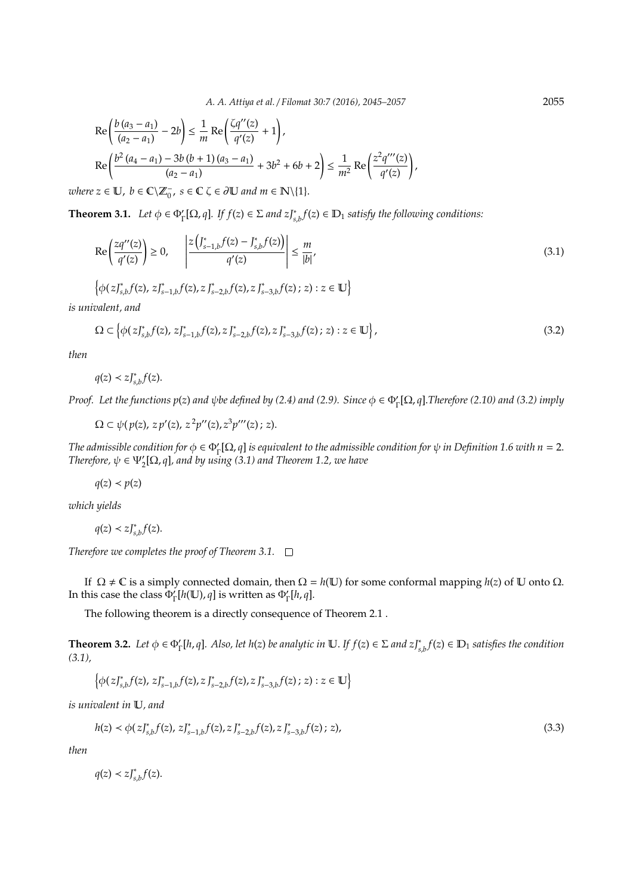$$\text{Re}\left(\frac{b\,(a_3-a_1)}{(a_2-a_1)}-2b\right)\leq \frac{1}{m}\,\text{Re}\left(\frac{\zeta q''(z)}{q'(z)}+1\right),$$

$$\text{Re}\left(\frac{b^2\,(a_4-a_1)-3b\,(b+1)\,(a_3-a_1)}{(a_2-a_1)}+3b^2+6b+2\right)\leq \frac{1}{m^2}\,\text{Re}\left(\frac{z^2q'''(z)}{q'(z)}\right),$$

*where* $z\in\mathbb{U}$, $b\in\mathbb{C}\backslash\mathbb{Z}_0^-$, $s\in\mathbb{C}$ $\zeta\in\partial\mathbb{U}$ *and* $m\in\mathbb{N}\backslash\{1\}$.

**Theorem 3.1.** *Let* $\phi\in\Phi'_\Gamma[\Omega,q]$*. If* $f(z)\in\Sigma$ *and* $zJ^*_{s,b}f(z)\in\mathbb{D}_1$ *satisfy the following conditions:*

$$\text{Re}\left(\frac{zq''(z)}{q'(z)}\right)\geq 0,\qquad \left|\frac{z\left(J^*_{s-1,b}f(z)-J^*_{s,b}f(z)\right)}{q'(z)}\right|\leq\frac{m}{|b|},\tag{3.1}$$

$$\left\{\phi(zJ^*_{s,b}f(z),\,zJ^*_{s-1,b}f(z),z\,J^*_{s-2,b}f(z),z\,J^*_{s-3,b}f(z)\,;\,z):z\in\mathbb{U}\right\}$$

*is univalent, and*

$$\Omega\subset\left\{\phi(zJ^*_{s,b}f(z),\,zJ^*_{s-1,b}f(z),z\,J^*_{s-2,b}f(z),z\,J^*_{s-3,b}f(z)\,;\,z):z\in\mathbb{U}\right\},\tag{3.2}$$

*then*

$$q(z)\prec zJ^*_{s,b}f(z).$$

*Proof.* *Let the functions* $p(z)$ *and* $\psi$*be defined by (2.4) and (2.9). Since* $\phi\in\Phi'_\Gamma[\Omega,q]$*.Therefore (2.10) and (3.2) imply*

$$\Omega\subset\psi(\,p(z),\,z\,p'(z),\,z^2p''(z),z^3p'''(z)\,;\,z).$$

*The admissible condition for* $\phi\in\Phi'_\Gamma[\Omega,q]$ *is equivalent to the admissible condition for* $\psi$ *in Definition 1.6 with* $n=2$*. Therefore,* $\psi\in\Psi'_2[\Omega,q]$*, and by using (3.1) and Theorem 1.2, we have*

$$q(z)\prec p(z)$$

*which yields*

$$q(z)\prec zJ^*_{s,b}f(z).$$

*Therefore we completes the proof of Theorem 3.1.* $\square$

If $\Omega\neq\mathbb{C}$ is a simply connected domain, then $\Omega=h(\mathbb{U})$ for some conformal mapping $h(z)$ of $\mathbb{U}$ onto $\Omega$. In this case the class $\Phi'_\Gamma[h(\mathbb{U}),q]$ is written as $\Phi'_\Gamma[h,q]$.

The following theorem is a directly consequence of Theorem 2.1 .

**Theorem 3.2.** *Let* $\phi\in\Phi'_\Gamma[h,q]$*. Also, let* $h(z)$ *be analytic in* $\mathbb{U}$*. If* $f(z)\in\Sigma$ *and* $zJ^*_{s,b}f(z)\in\mathbb{D}_1$ *satisfies the condition (3.1),*

$$\left\{\phi(zJ^*_{s,b}f(z),\,zJ^*_{s-1,b}f(z),z\,J^*_{s-2,b}f(z),z\,J^*_{s-3,b}f(z)\,;\,z):z\in\mathbb{U}\right\}$$

*is univalent in* $\mathbb{U}$*, and*

$$h(z)\prec\phi(zJ^*_{s,b}f(z),\,zJ^*_{s-1,b}f(z),z\,J^*_{s-2,b}f(z),z\,J^*_{s-3,b}f(z)\,;\,z),\tag{3.3}$$

*then*

$$q(z)\prec zJ^*_{s,b}f(z).$$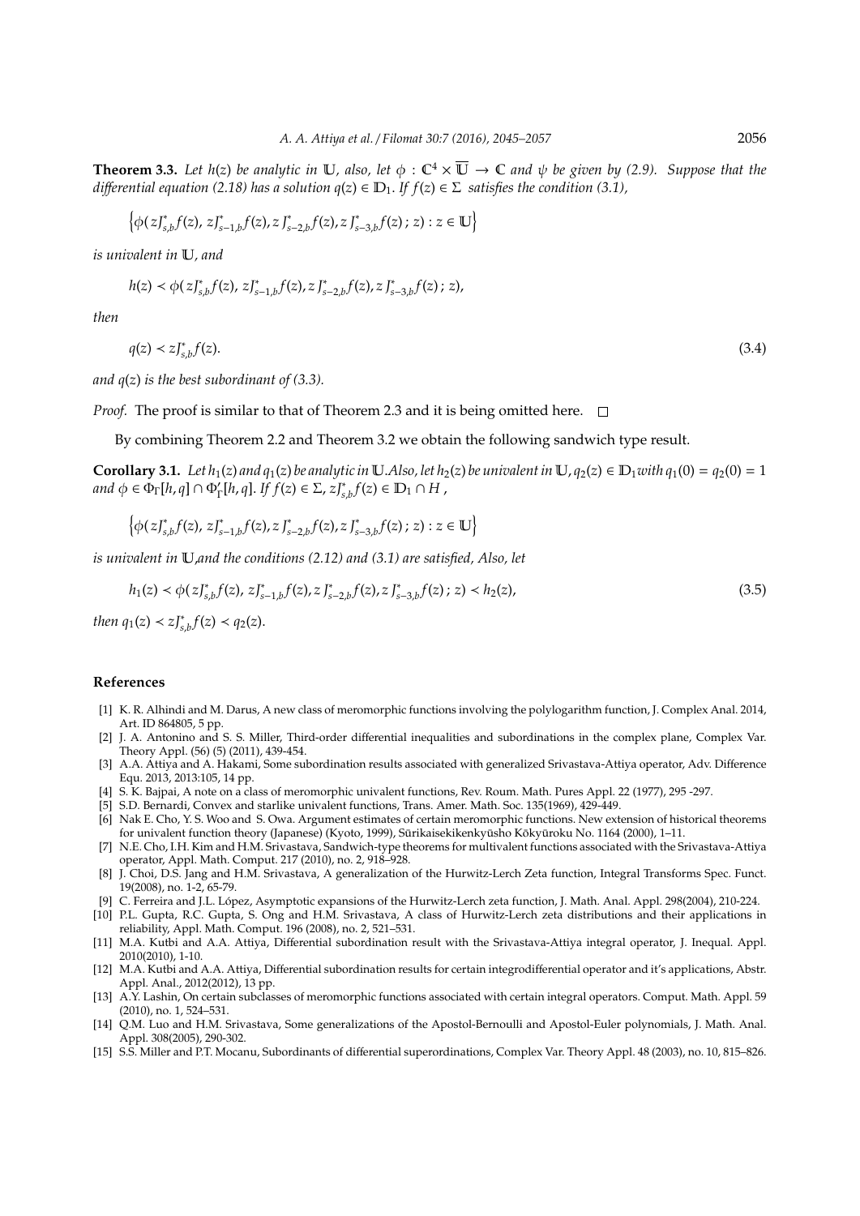**Theorem 3.3.** *Let $h(z)$ be analytic in $\mathbb{U}$, also, let $\phi : \mathbb{C}^4 \times \overline{\mathbb{U}} \to \mathbb{C}$ and $\psi$ be given by (2.9). Suppose that the differential equation (2.18) has a solution $q(z) \in \mathbb{D}_1$. If $f(z) \in \Sigma$ satisfies the condition (3.1),*

$$\left\{\phi( zJ^*_{s,b}f(z),\, zJ^*_{s-1,b}f(z), z\, J^*_{s-2,b}f(z), z\, J^*_{s-3,b}f(z)\,;\, z) : z \in \mathbb{U}\right\}$$

*is univalent in $\mathbb{U}$, and*

$$h(z) \prec \phi( zJ^*_{s,b}f(z),\, zJ^*_{s-1,b}f(z), z\, J^*_{s-2,b}f(z), z\, J^*_{s-3,b}f(z)\,;\, z),$$

*then*

$$q(z) \prec zJ^*_{s,b}f(z). \tag{3.4}$$

*and $q(z)$ is the best subordinant of (3.3).*

*Proof.* The proof is similar to that of Theorem 2.3 and it is being omitted here. $\square$

By combining Theorem 2.2 and Theorem 3.2 we obtain the following sandwich type result.

**Corollary 3.1.** *Let $h_1(z)$ and $q_1(z)$ be analytic in $\mathbb{U}$.Also, let $h_2(z)$ be univalent in $\mathbb{U}$, $q_2(z) \in \mathbb{D}_1$with $q_1(0) = q_2(0) = 1$ and $\phi \in \Phi_\Gamma[h, q] \cap \Phi'_\Gamma[h, q]$. If $f(z) \in \Sigma$, $zJ^*_{s,b}f(z) \in \mathbb{D}_1 \cap H$ ,*

$$\left\{\phi( zJ^*_{s,b}f(z),\, zJ^*_{s-1,b}f(z), z\, J^*_{s-2,b}f(z), z\, J^*_{s-3,b}f(z)\,;\, z) : z \in \mathbb{U}\right\}$$

*is univalent in $\mathbb{U}$,and the conditions (2.12) and (3.1) are satisfied, Also, let*

$$h_1(z) \prec \phi( zJ^*_{s,b}f(z),\, zJ^*_{s-1,b}f(z), z\, J^*_{s-2,b}f(z), z\, J^*_{s-3,b}f(z)\,;\, z) \prec h_2(z), \tag{3.5}$$

*then $q_1(z) \prec zJ^*_{s,b}f(z) \prec q_2(z)$.*

## References

[1] K. R. Alhindi and M. Darus, A new class of meromorphic functions involving the polylogarithm function, J. Complex Anal. 2014, Art. ID 864805, 5 pp.

[2] J. A. Antonino and S. S. Miller, Third-order differential inequalities and subordinations in the complex plane, Complex Var. Theory Appl. (56) (5) (2011), 439-454.

[3] A.A. Attiya and A. Hakami, Some subordination results associated with generalized Srivastava-Attiya operator, Adv. Difference Equ. 2013, 2013:105, 14 pp.

[4] S. K. Bajpai, A note on a class of meromorphic univalent functions, Rev. Roum. Math. Pures Appl. 22 (1977), 295 -297.

[5] S.D. Bernardi, Convex and starlike univalent functions, Trans. Amer. Math. Soc. 135(1969), 429-449.

[6] Nak E. Cho, Y. S. Woo and S. Owa. Argument estimates of certain meromorphic functions. New extension of historical theorems for univalent function theory (Japanese) (Kyoto, 1999), Sūrikaisekikenkyūsho Kōkyūroku No. 1164 (2000), 1–11.

[7] N.E. Cho, I.H. Kim and H.M. Srivastava, Sandwich-type theorems for multivalent functions associated with the Srivastava-Attiya operator, Appl. Math. Comput. 217 (2010), no. 2, 918–928.

[8] J. Choi, D.S. Jang and H.M. Srivastava, A generalization of the Hurwitz-Lerch Zeta function, Integral Transforms Spec. Funct. 19(2008), no. 1-2, 65-79.

[9] C. Ferreira and J.L. López, Asymptotic expansions of the Hurwitz-Lerch zeta function, J. Math. Anal. Appl. 298(2004), 210-224.

[10] P.L. Gupta, R.C. Gupta, S. Ong and H.M. Srivastava, A class of Hurwitz-Lerch zeta distributions and their applications in reliability, Appl. Math. Comput. 196 (2008), no. 2, 521–531.

[11] M.A. Kutbi and A.A. Attiya, Differential subordination result with the Srivastava-Attiya integral operator, J. Inequal. Appl. 2010(2010), 1-10.

[12] M.A. Kutbi and A.A. Attiya, Differential subordination results for certain integrodifferential operator and it's applications, Abstr. Appl. Anal., 2012(2012), 13 pp.

[13] A.Y. Lashin, On certain subclasses of meromorphic functions associated with certain integral operators. Comput. Math. Appl. 59 (2010), no. 1, 524–531.

[14] Q.M. Luo and H.M. Srivastava, Some generalizations of the Apostol-Bernoulli and Apostol-Euler polynomials, J. Math. Anal. Appl. 308(2005), 290-302.

[15] S.S. Miller and P.T. Mocanu, Subordinants of differential superordinations, Complex Var. Theory Appl. 48 (2003), no. 10, 815–826.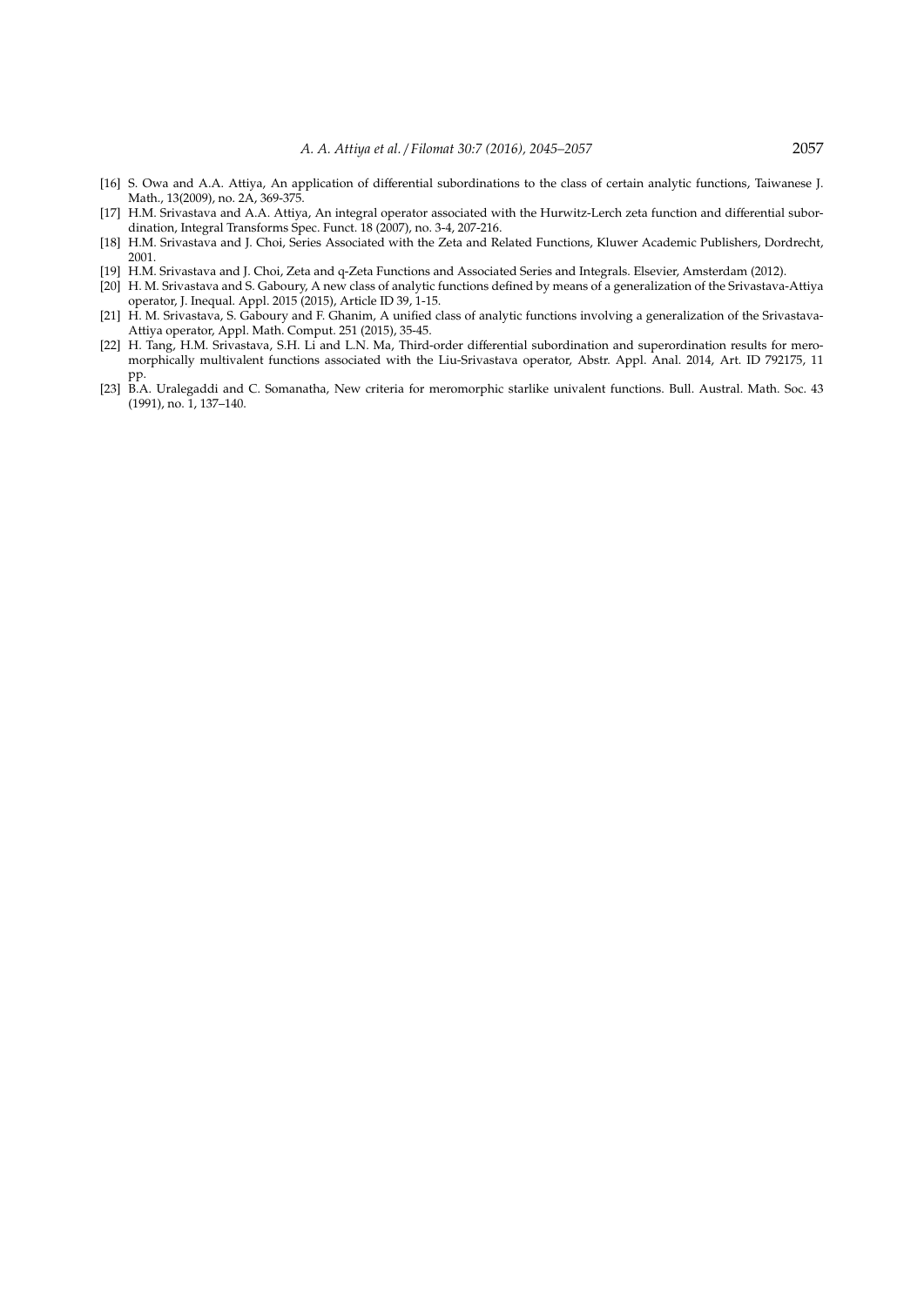[16] S. Owa and A.A. Attiya, An application of differential subordinations to the class of certain analytic functions, Taiwanese J. Math., 13(2009), no. 2A, 369-375.

[17] H.M. Srivastava and A.A. Attiya, An integral operator associated with the Hurwitz-Lerch zeta function and differential subordination, Integral Transforms Spec. Funct. 18 (2007), no. 3-4, 207-216.

[18] H.M. Srivastava and J. Choi, Series Associated with the Zeta and Related Functions, Kluwer Academic Publishers, Dordrecht, 2001.

[19] H.M. Srivastava and J. Choi, Zeta and q-Zeta Functions and Associated Series and Integrals. Elsevier, Amsterdam (2012).

[20] H. M. Srivastava and S. Gaboury, A new class of analytic functions defined by means of a generalization of the Srivastava-Attiya operator, J. Inequal. Appl. 2015 (2015), Article ID 39, 1-15.

[21] H. M. Srivastava, S. Gaboury and F. Ghanim, A unified class of analytic functions involving a generalization of the Srivastava-Attiya operator, Appl. Math. Comput. 251 (2015), 35-45.

[22] H. Tang, H.M. Srivastava, S.H. Li and L.N. Ma, Third-order differential subordination and superordination results for meromorphically multivalent functions associated with the Liu-Srivastava operator, Abstr. Appl. Anal. 2014, Art. ID 792175, 11 pp.

[23] B.A. Uralegaddi and C. Somanatha, New criteria for meromorphic starlike univalent functions. Bull. Austral. Math. Soc. 43 (1991), no. 1, 137–140.